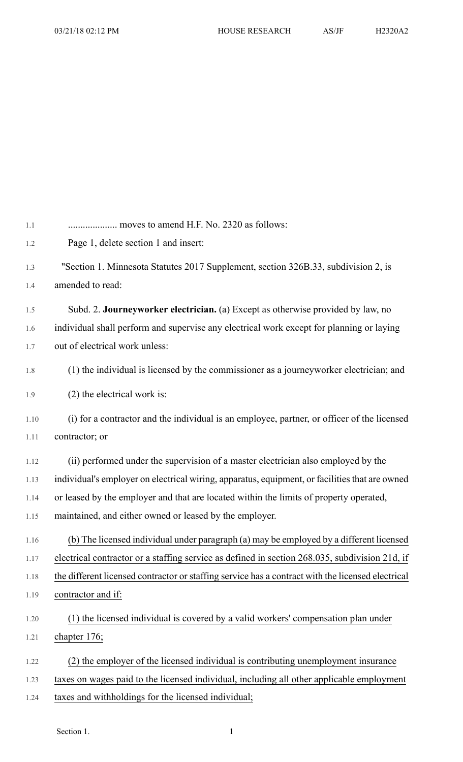.................... moves to amend H.F. No. 2320 as follows:

Page 1, delete section 1 and insert:

"Section 1. Minnesota Statutes 2017 Supplement, section 326B.33, subdivision 2, is amended to read:

Subd. 2. **Journeyworker electrician.** (a) Except as otherwise provided by law, no individual shall perform and supervise any electrical work except for planning or laying out of electrical work unless:

(1) the individual is licensed by the commissioner as a journeyworker electrician; and

(2) the electrical work is:

(i) for a contractor and the individual is an employee, partner, or officer of the licensed contractor; or

(ii) performed under the supervision of a master electrician also employed by the individual's employer on electrical wiring, apparatus, equipment, or facilities that are owned or leased by the employer and that are located within the limits of property operated, maintained, and either owned or leased by the employer.

(b) The licensed individual under paragraph (a) may be employed by a different licensed electrical contractor or a staffing service as defined in section 268.035, subdivision 21d, if the different licensed contractor or staffing service has a contract with the licensed electrical contractor and if:

(1) the licensed individual is covered by a valid workers' compensation plan under chapter 176;

(2) the employer of the licensed individual is contributing unemployment insurance taxes on wages paid to the licensed individual, including all other applicable employment taxes and withholdings for the licensed individual;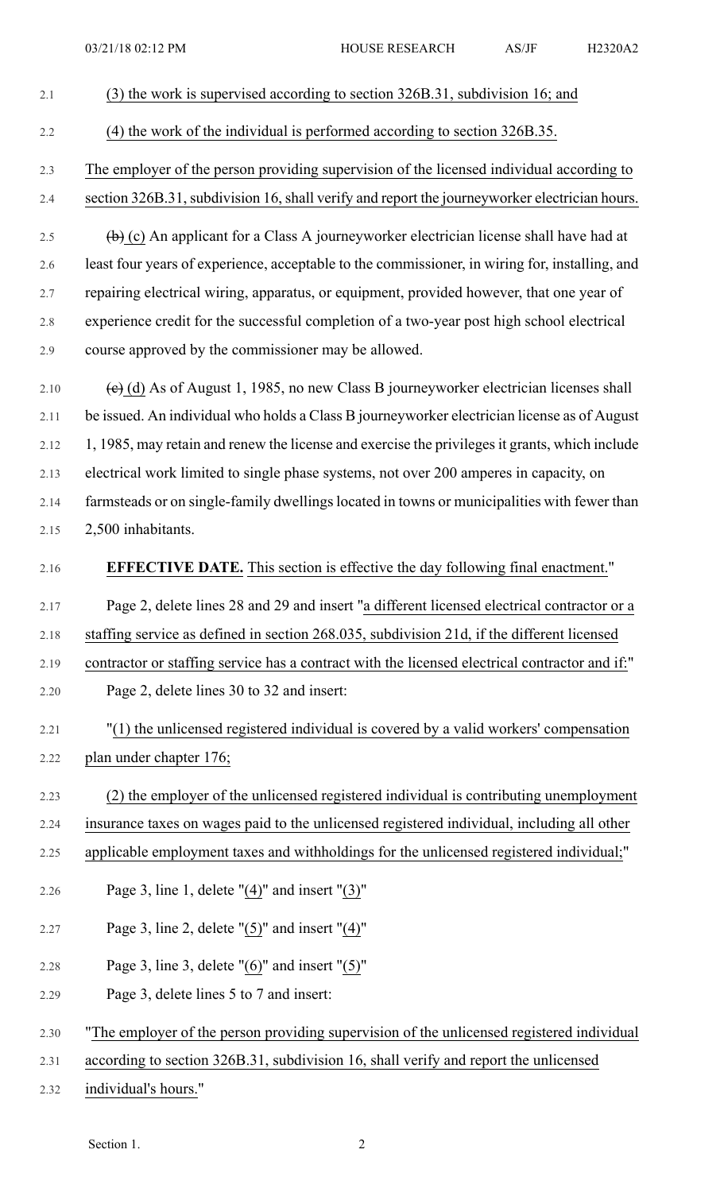(3) the work is supervised according to section 326B.31, subdivision 16; and

(4) the work of the individual is performed according to section 326B.35.

The employer of the person providing supervision of the licensed individual according to section 326B.31, subdivision 16, shall verify and report the journeyworker electrician hours.

~~(b)~~ (c) An applicant for a Class A journeyworker electrician license shall have had at least four years of experience, acceptable to the commissioner, in wiring for, installing, and repairing electrical wiring, apparatus, or equipment, provided however, that one year of experience credit for the successful completion of a two-year post high school electrical course approved by the commissioner may be allowed.

~~(c)~~ (d) As of August 1, 1985, no new Class B journeyworker electrician licenses shall be issued. An individual who holds a Class B journeyworker electrician license as of August 1, 1985, may retain and renew the license and exercise the privileges it grants, which include electrical work limited to single phase systems, not over 200 amperes in capacity, on farmsteads or on single-family dwellings located in towns or municipalities with fewer than 2,500 inhabitants.

**EFFECTIVE DATE.** This section is effective the day following final enactment."

Page 2, delete lines 28 and 29 and insert "a different licensed electrical contractor or a staffing service as defined in section 268.035, subdivision 21d, if the different licensed contractor or staffing service has a contract with the licensed electrical contractor and if:"

Page 2, delete lines 30 to 32 and insert:

"(1) the unlicensed registered individual is covered by a valid workers' compensation plan under chapter 176;

(2) the employer of the unlicensed registered individual is contributing unemployment insurance taxes on wages paid to the unlicensed registered individual, including all other applicable employment taxes and withholdings for the unlicensed registered individual;"

Page 3, line 1, delete "(4)" and insert "(3)"

Page 3, line 2, delete "(5)" and insert "(4)"

Page 3, line 3, delete "(6)" and insert "(5)"

Page 3, delete lines 5 to 7 and insert:

"The employer of the person providing supervision of the unlicensed registered individual according to section 326B.31, subdivision 16, shall verify and report the unlicensed individual's hours."